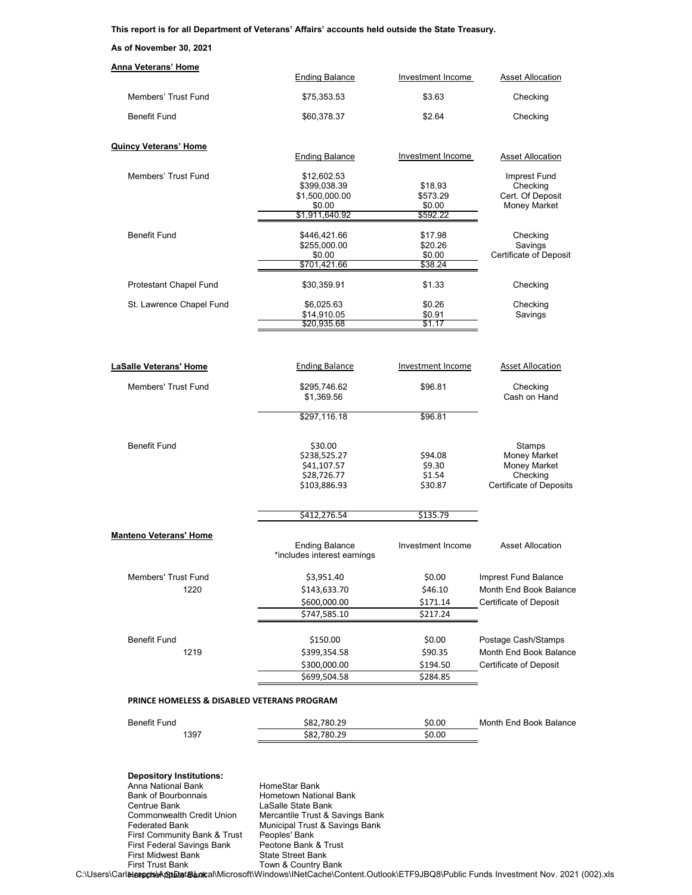**This report is for all Department of Veterans' Affairs' accounts held outside the State Treasury.**

**As of November 30, 2021**

## Anna Veterans' Home

| | Ending Balance | Investment Income | Asset Allocation |
|---|---|---|---|
| Members' Trust Fund | $75,353.53 | $3.63 | Checking |
| Benefit Fund | $60,378.37 | $2.64 | Checking |

## Quincy Veterans' Home

| | Ending Balance | Investment Income | Asset Allocation |
|---|---|---|---|
| Members' Trust Fund | $12,602.53 | | Imprest Fund |
| | $399,038.39 | $18.93 | Checking |
| | $1,500,000.00 | $573.29 | Cert. Of Deposit |
| | $0.00 | $0.00 | Money Market |
| | $1,911,640.92 | $592.22 | |
| Benefit Fund | $446,421.66 | $17.98 | Checking |
| | $255,000.00 | $20.26 | Savings |
| | $0.00 | $0.00 | Certificate of Deposit |
| | $701,421.66 | $38.24 | |
| Protestant Chapel Fund | $30,359.91 | $1.33 | Checking |
| St. Lawrence Chapel Fund | $6,025.63 | $0.26 | Checking |
| | $14,910.05 | $0.91 | Savings |
| | $20,935.68 | $1.17 | |

## LaSalle Veterans' Home

| | Ending Balance | Investment Income | Asset Allocation |
|---|---|---|---|
| Members' Trust Fund | $295,746.62 | $96.81 | Checking |
| | $1,369.56 | | Cash on Hand |
| | $297,116.18 | $96.81 | |
| Benefit Fund | $30.00 | | Stamps |
| | $238,525.27 | $94.08 | Money Market |
| | $41,107.57 | $9.30 | Money Market |
| | $28,726.77 | $1.54 | Checking |
| | $103,886.93 | $30.87 | Certificate of Deposits |
| | $412,276.54 | $135.79 | |

## Manteno Veterans' Home

| | Ending Balance *includes interest earnings | Investment Income | Asset Allocation |
|---|---|---|---|
| Members' Trust Fund | $3,951.40 | $0.00 | Imprest Fund Balance |
| 1220 | $143,633.70 | $46.10 | Month End Book Balance |
| | $600,000.00 | $171.14 | Certificate of Deposit |
| | $747,585.10 | $217.24 | |
| Benefit Fund | $150.00 | $0.00 | Postage Cash/Stamps |
| 1219 | $399,354.58 | $90.35 | Month End Book Balance |
| | $300,000.00 | $194.50 | Certificate of Deposit |
| | $699,504.58 | $284.85 | |

## PRINCE HOMELESS & DISABLED VETERANS PROGRAM

| | Ending Balance | Investment Income | Asset Allocation |
|---|---|---|---|
| Benefit Fund | $82,780.29 | $0.00 | Month End Book Balance |
| 1397 | $82,780.29 | $0.00 | |

**Depository Institutions:**

- Anna National Bank
- Bank of Bourbonnais
- Centrue Bank
- Commonwealth Credit Union
- Federated Bank
- First Community Bank & Trust
- First Federal Savings Bank
- First Midwest Bank
- First Trust Bank
- HomeStar Bank
- Hometown National Bank
- LaSalle State Bank
- Mercantile Trust & Savings Bank
- Municipal Trust & Savings Bank
- Peoples' Bank
- Peotone Bank & Trust
- State Street Bank
- Town & Country Bank